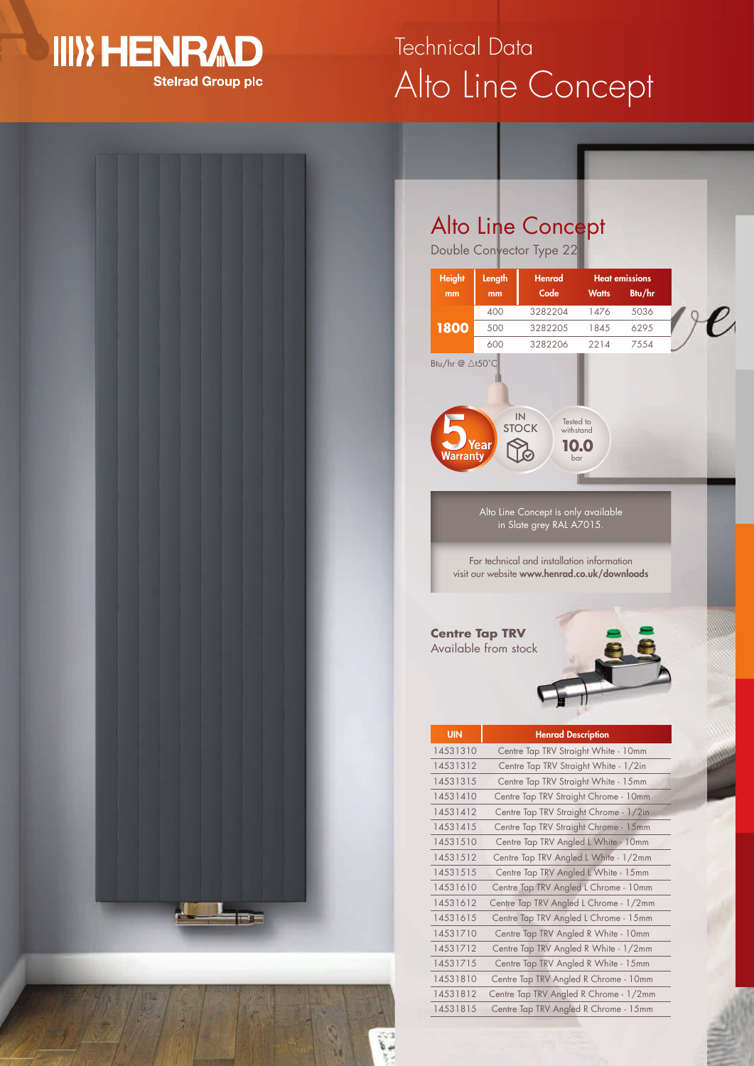# Technical Data
## Alto Line Concept

Henrad
Stelrad Group plc

## Alto Line Concept

Double Convector Type 22

| Height mm | Length mm | Henrad Code | Heat emissions Watts | Btu/hr |
|---|---|---|---|---|
| 1800 | 400 | 3282204 | 1476 | 5036 |
| | 500 | 3282205 | 1845 | 6295 |
| | 600 | 3282206 | 2214 | 7554 |

Btu/hr @ △t50°C

5 Year Warranty

IN STOCK

Tested to withstand 10.0 bar

Alto Line Concept is only available in Slate grey RAL A7015.

For technical and installation information visit our website **www.henrad.co.uk/downloads**

**Centre Tap TRV**
Available from stock

| UIN | Henrad Description |
|---|---|
| 14531310 | Centre Tap TRV Straight White - 10mm |
| 14531312 | Centre Tap TRV Straight White - 1/2in |
| 14531315 | Centre Tap TRV Straight White - 15mm |
| 14531410 | Centre Tap TRV Straight Chrome - 10mm |
| 14531412 | Centre Tap TRV Straight Chrome - 1/2in |
| 14531415 | Centre Tap TRV Straight Chrome - 15mm |
| 14531510 | Centre Tap TRV Angled L White - 10mm |
| 14531512 | Centre Tap TRV Angled L White - 1/2mm |
| 14531515 | Centre Tap TRV Angled L White - 15mm |
| 14531610 | Centre Tap TRV Angled L Chrome - 10mm |
| 14531612 | Centre Tap TRV Angled L Chrome - 1/2mm |
| 14531615 | Centre Tap TRV Angled L Chrome - 15mm |
| 14531710 | Centre Tap TRV Angled R White - 10mm |
| 14531712 | Centre Tap TRV Angled R White - 1/2mm |
| 14531715 | Centre Tap TRV Angled R White - 15mm |
| 14531810 | Centre Tap TRV Angled R Chrome - 10mm |
| 14531812 | Centre Tap TRV Angled R Chrome - 1/2mm |
| 14531815 | Centre Tap TRV Angled R Chrome - 15mm |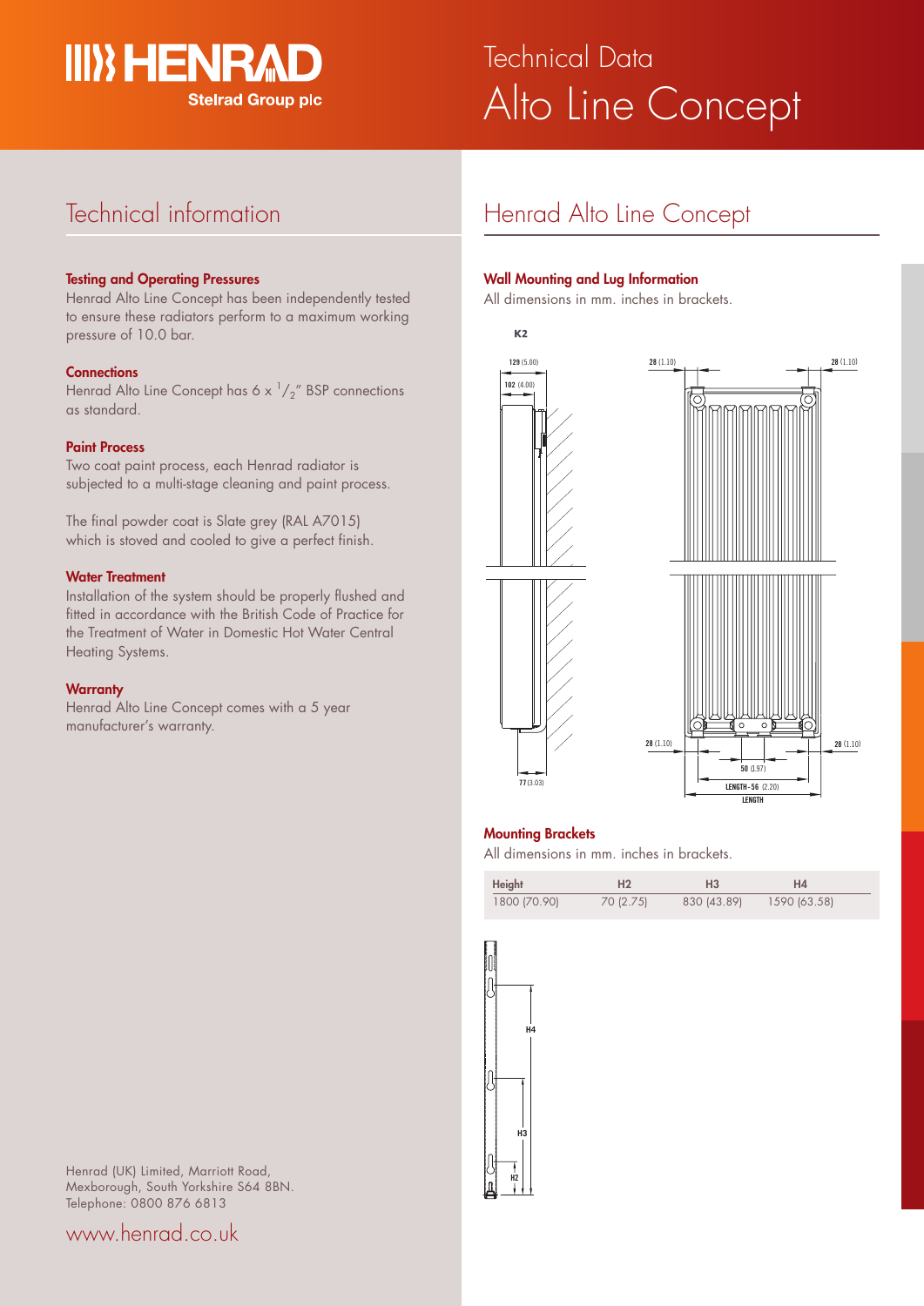# Technical Data
# Alto Line Concept

## Technical information

**Testing and Operating Pressures**
Henrad Alto Line Concept has been independently tested to ensure these radiators perform to a maximum working pressure of 10.0 bar.

**Connections**
Henrad Alto Line Concept has 6 x $^1/_2$" BSP connections as standard.

**Paint Process**
Two coat paint process, each Henrad radiator is subjected to a multi-stage cleaning and paint process.

The final powder coat is Slate grey (RAL A7015) which is stoved and cooled to give a perfect finish.

**Water Treatment**
Installation of the system should be properly flushed and fitted in accordance with the British Code of Practice for the Treatment of Water in Domestic Hot Water Central Heating Systems.

**Warranty**
Henrad Alto Line Concept comes with a 5 year manufacturer's warranty.

Henrad (UK) Limited, Marriott Road,
Mexborough, South Yorkshire S64 8BN.
Telephone: 0800 876 6813

www.henrad.co.uk

## Henrad Alto Line Concept

**Wall Mounting and Lug Information**
All dimensions in mm. inches in brackets.

K2

129 (5.00)
102 (4.00)
77 (3.03)
28 (1.10)
28 (1.10)
28 (1.10)
28 (1.10)
50 (1.97)
LENGTH - 56 (2.20)
LENGTH

**Mounting Brackets**
All dimensions in mm. inches in brackets.

| Height | H2 | H3 | H4 |
|---|---|---|---|
| 1800 (70.90) | 70 (2.75) | 830 (43.89) | 1590 (63.58) |

H4
H3
H2